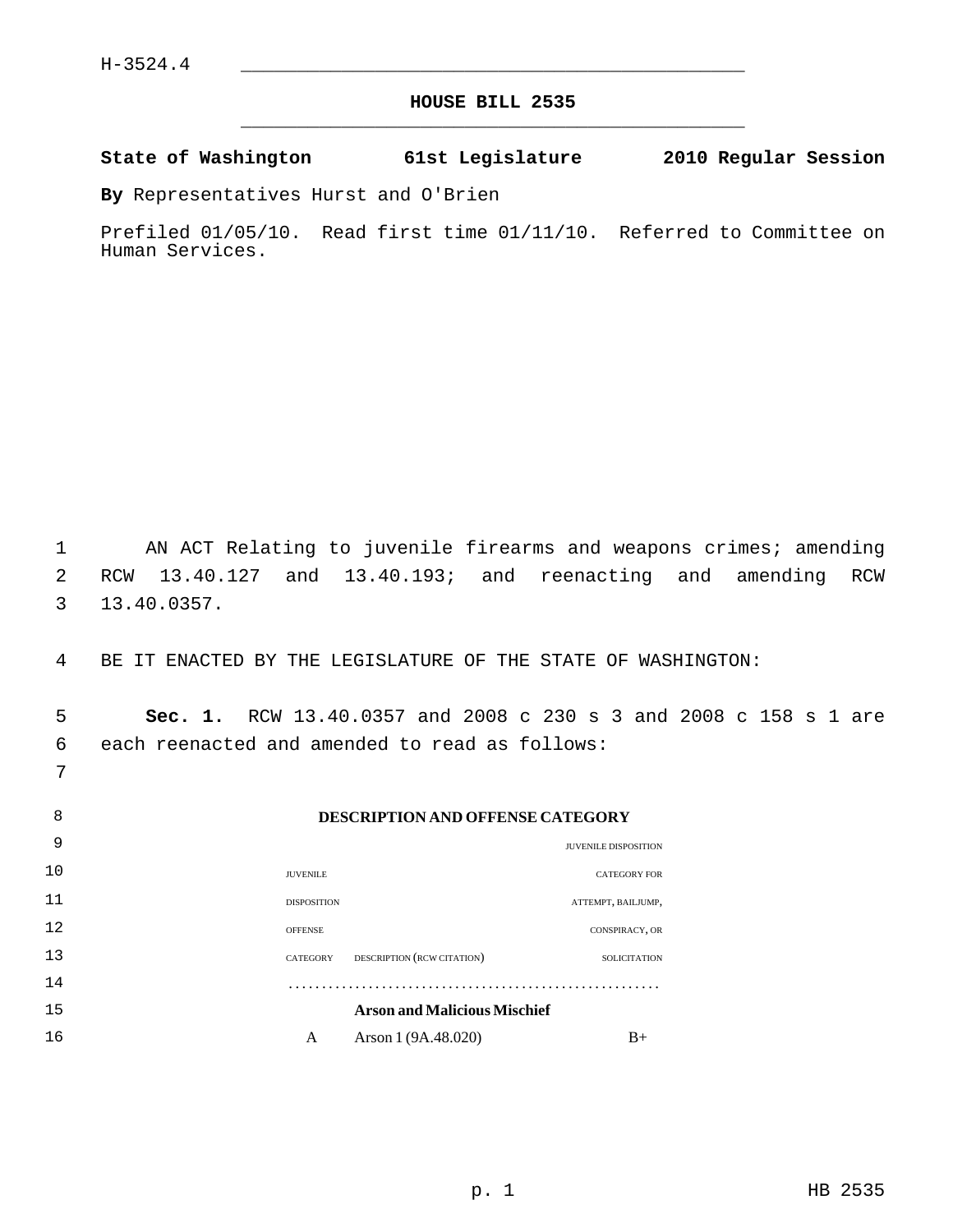H-3524.4

**HOUSE BILL 2535**

**State of Washington 61st Legislature 2010 Regular Session**

**By** Representatives Hurst and O'Brien

Prefiled 01/05/10. Read first time 01/11/10. Referred to Committee on Human Services.

AN ACT Relating to juvenile firearms and weapons crimes; amending RCW 13.40.127 and 13.40.193; and reenacting and amending RCW 13.40.0357.

BE IT ENACTED BY THE LEGISLATURE OF THE STATE OF WASHINGTON:

**Sec. 1.** RCW 13.40.0357 and 2008 c 230 s 3 and 2008 c 158 s 1 are each reenacted and amended to read as follows:

**DESCRIPTION AND OFFENSE CATEGORY**

| JUVENILE DISPOSITION OFFENSE CATEGORY | DESCRIPTION (RCW CITATION) | JUVENILE DISPOSITION CATEGORY FOR ATTEMPT, BAILJUMP, CONSPIRACY, OR SOLICITATION |
|---|---|---|
| | **Arson and Malicious Mischief** | |
| A | Arson 1 (9A.48.020) | B+ |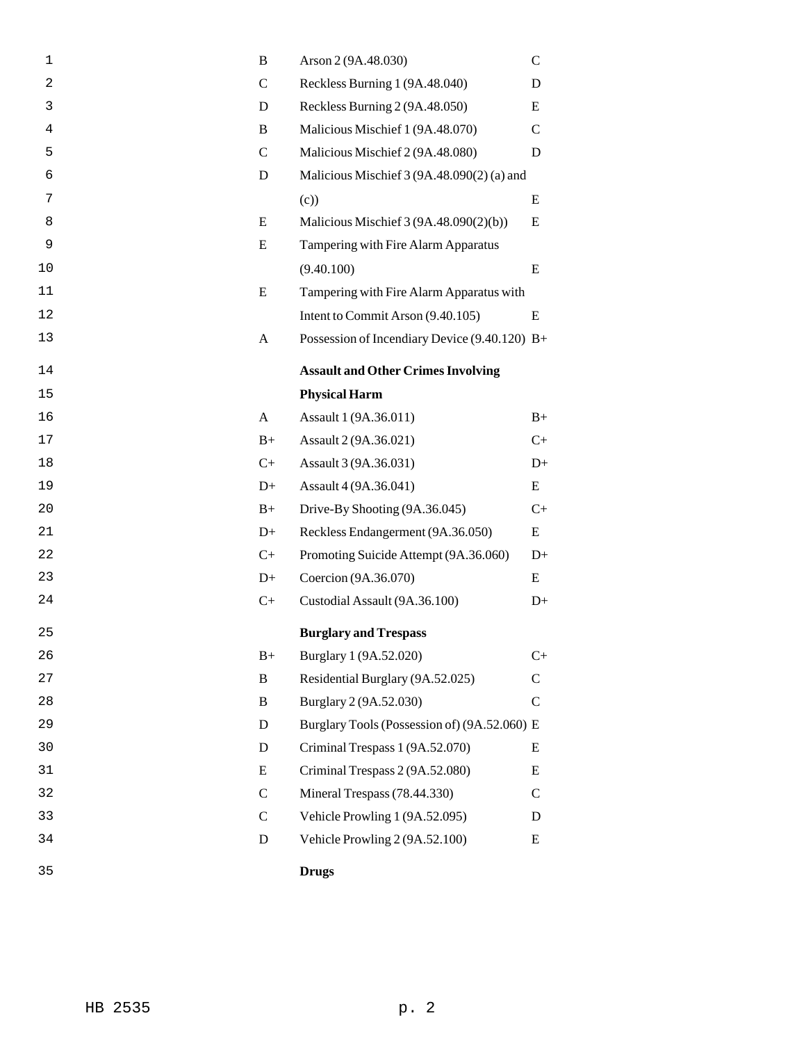| | | |
|---|---|---|
| B | Arson 2 (9A.48.030) | C |
| C | Reckless Burning 1 (9A.48.040) | D |
| D | Reckless Burning 2 (9A.48.050) | E |
| B | Malicious Mischief 1 (9A.48.070) | C |
| C | Malicious Mischief 2 (9A.48.080) | D |
| D | Malicious Mischief 3 (9A.48.090(2) (a) and (c)) | E |
| E | Malicious Mischief 3 (9A.48.090(2)(b)) | E |
| E | Tampering with Fire Alarm Apparatus (9.40.100) | E |
| E | Tampering with Fire Alarm Apparatus with Intent to Commit Arson (9.40.105) | E |
| A | Possession of Incendiary Device (9.40.120) | B+ |
| | **Assault and Other Crimes Involving Physical Harm** | |
| A | Assault 1 (9A.36.011) | B+ |
| B+ | Assault 2 (9A.36.021) | C+ |
| C+ | Assault 3 (9A.36.031) | D+ |
| D+ | Assault 4 (9A.36.041) | E |
| B+ | Drive-By Shooting (9A.36.045) | C+ |
| D+ | Reckless Endangerment (9A.36.050) | E |
| C+ | Promoting Suicide Attempt (9A.36.060) | D+ |
| D+ | Coercion (9A.36.070) | E |
| C+ | Custodial Assault (9A.36.100) | D+ |
| | **Burglary and Trespass** | |
| B+ | Burglary 1 (9A.52.020) | C+ |
| B | Residential Burglary (9A.52.025) | C |
| B | Burglary 2 (9A.52.030) | C |
| D | Burglary Tools (Possession of) (9A.52.060) | E |
| D | Criminal Trespass 1 (9A.52.070) | E |
| E | Criminal Trespass 2 (9A.52.080) | E |
| C | Mineral Trespass (78.44.330) | C |
| C | Vehicle Prowling 1 (9A.52.095) | D |
| D | Vehicle Prowling 2 (9A.52.100) | E |
| | **Drugs** | |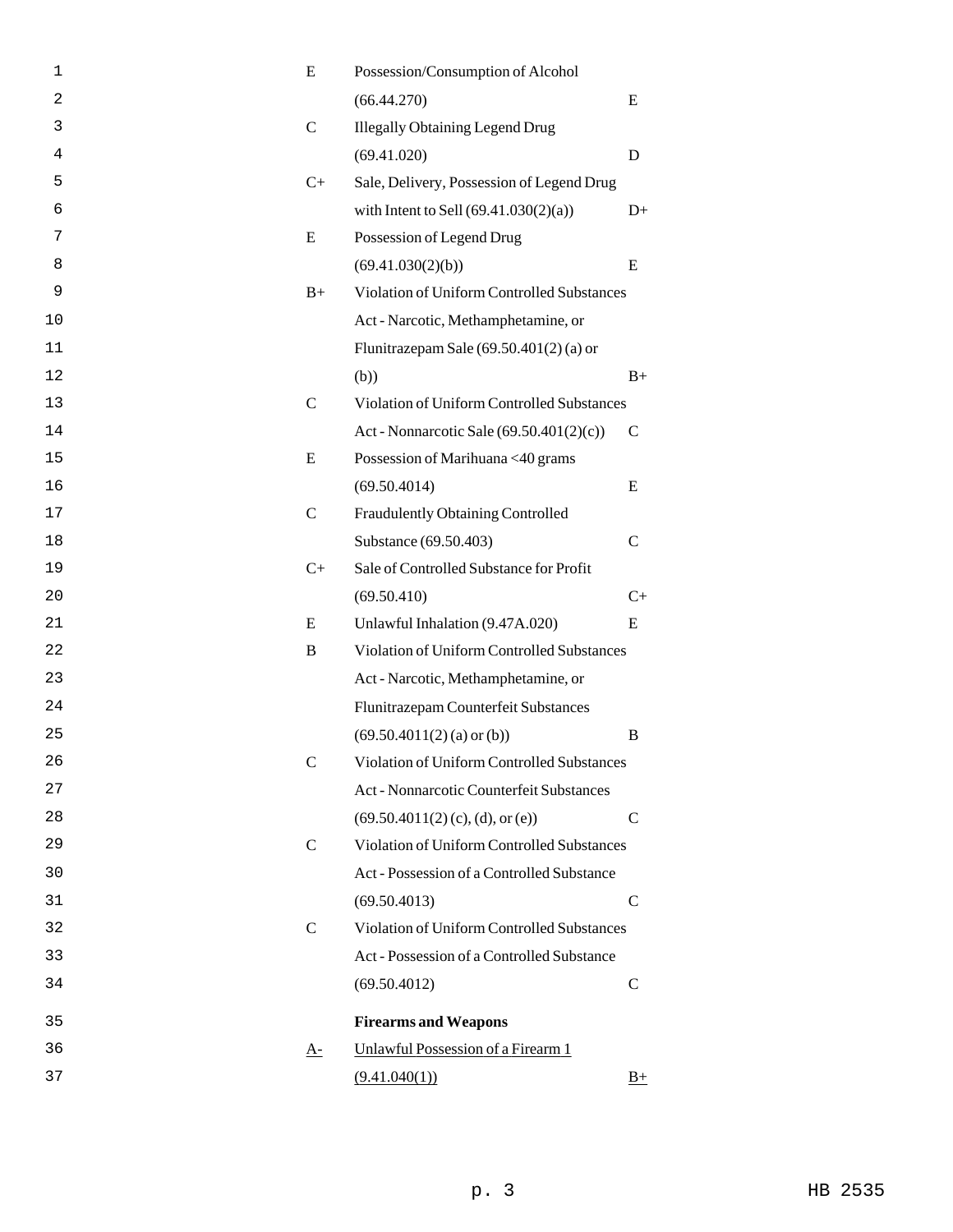| | | |
|---|---|---|
| E | Possession/Consumption of Alcohol (66.44.270) | E |
| C | Illegally Obtaining Legend Drug (69.41.020) | D |
| C+ | Sale, Delivery, Possession of Legend Drug with Intent to Sell (69.41.030(2)(a)) | D+ |
| E | Possession of Legend Drug (69.41.030(2)(b)) | E |
| B+ | Violation of Uniform Controlled Substances Act - Narcotic, Methamphetamine, or Flunitrazepam Sale (69.50.401(2) (a) or (b)) | B+ |
| C | Violation of Uniform Controlled Substances Act - Nonnarcotic Sale (69.50.401(2)(c)) | C |
| E | Possession of Marihuana <40 grams (69.50.4014) | E |
| C | Fraudulently Obtaining Controlled Substance (69.50.403) | C |
| C+ | Sale of Controlled Substance for Profit (69.50.410) | C+ |
| E | Unlawful Inhalation (9.47A.020) | E |
| B | Violation of Uniform Controlled Substances Act - Narcotic, Methamphetamine, or Flunitrazepam Counterfeit Substances (69.50.4011(2) (a) or (b)) | B |
| C | Violation of Uniform Controlled Substances Act - Nonnarcotic Counterfeit Substances (69.50.4011(2) (c), (d), or (e)) | C |
| C | Violation of Uniform Controlled Substances Act - Possession of a Controlled Substance (69.50.4013) | C |
| C | Violation of Uniform Controlled Substances Act - Possession of a Controlled Substance (69.50.4012) | C |
| | **Firearms and Weapons** | |
| A- | Unlawful Possession of a Firearm 1 (9.41.040(1)) | B+ |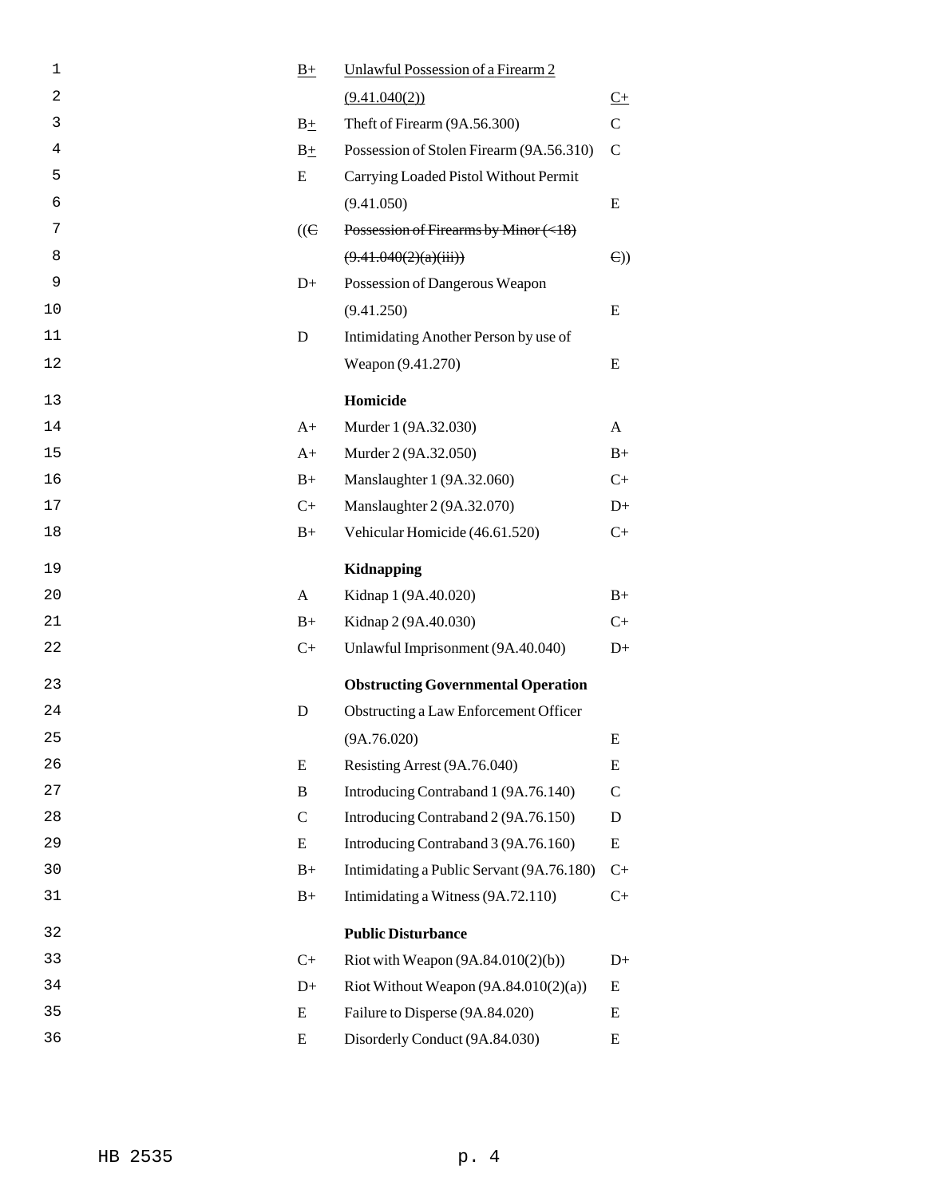| | | |
|---|---|---|
| <u>B+</u> | <u>Unlawful Possession of a Firearm 2 (9.41.040(2))</u> | <u>C+</u> |
| B<u>+</u> | Theft of Firearm (9A.56.300) | C |
| B<u>+</u> | Possession of Stolen Firearm (9A.56.310) | C |
| E | Carrying Loaded Pistol Without Permit (9.41.050) | E |
| ((~~C~~ | ~~Possession of Firearms by Minor (<18) (9.41.040(2)(a)(iii))~~ | ~~C~~)) |
| D+ | Possession of Dangerous Weapon (9.41.250) | E |
| D | Intimidating Another Person by use of Weapon (9.41.270) | E |
| | **Homicide** | |
| A+ | Murder 1 (9A.32.030) | A |
| A+ | Murder 2 (9A.32.050) | B+ |
| B+ | Manslaughter 1 (9A.32.060) | C+ |
| C+ | Manslaughter 2 (9A.32.070) | D+ |
| B+ | Vehicular Homicide (46.61.520) | C+ |
| | **Kidnapping** | |
| A | Kidnap 1 (9A.40.020) | B+ |
| B+ | Kidnap 2 (9A.40.030) | C+ |
| C+ | Unlawful Imprisonment (9A.40.040) | D+ |
| | **Obstructing Governmental Operation** | |
| D | Obstructing a Law Enforcement Officer (9A.76.020) | E |
| E | Resisting Arrest (9A.76.040) | E |
| B | Introducing Contraband 1 (9A.76.140) | C |
| C | Introducing Contraband 2 (9A.76.150) | D |
| E | Introducing Contraband 3 (9A.76.160) | E |
| B+ | Intimidating a Public Servant (9A.76.180) | C+ |
| B+ | Intimidating a Witness (9A.72.110) | C+ |
| | **Public Disturbance** | |
| C+ | Riot with Weapon (9A.84.010(2)(b)) | D+ |
| D+ | Riot Without Weapon (9A.84.010(2)(a)) | E |
| E | Failure to Disperse (9A.84.020) | E |
| E | Disorderly Conduct (9A.84.030) | E |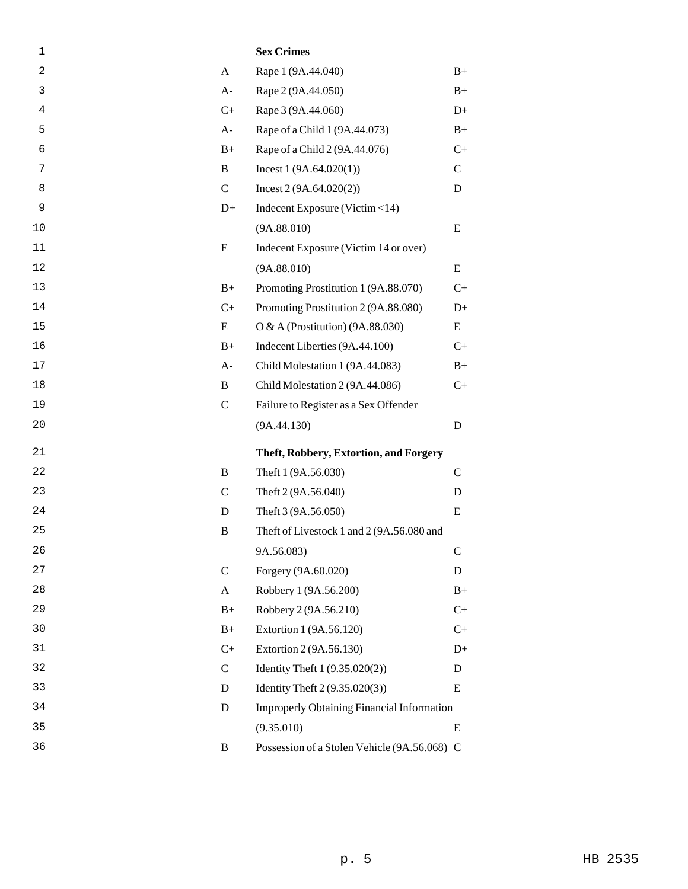| | **Sex Crimes** | |
|---|---|---|
| A | Rape 1 (9A.44.040) | B+ |
| A- | Rape 2 (9A.44.050) | B+ |
| C+ | Rape 3 (9A.44.060) | D+ |
| A- | Rape of a Child 1 (9A.44.073) | B+ |
| B+ | Rape of a Child 2 (9A.44.076) | C+ |
| B | Incest 1 (9A.64.020(1)) | C |
| C | Incest 2 (9A.64.020(2)) | D |
| D+ | Indecent Exposure (Victim <14) (9A.88.010) | E |
| E | Indecent Exposure (Victim 14 or over) (9A.88.010) | E |
| B+ | Promoting Prostitution 1 (9A.88.070) | C+ |
| C+ | Promoting Prostitution 2 (9A.88.080) | D+ |
| E | O & A (Prostitution) (9A.88.030) | E |
| B+ | Indecent Liberties (9A.44.100) | C+ |
| A- | Child Molestation 1 (9A.44.083) | B+ |
| B | Child Molestation 2 (9A.44.086) | C+ |
| C | Failure to Register as a Sex Offender (9A.44.130) | D |
| | **Theft, Robbery, Extortion, and Forgery** | |
| B | Theft 1 (9A.56.030) | C |
| C | Theft 2 (9A.56.040) | D |
| D | Theft 3 (9A.56.050) | E |
| B | Theft of Livestock 1 and 2 (9A.56.080 and 9A.56.083) | C |
| C | Forgery (9A.60.020) | D |
| A | Robbery 1 (9A.56.200) | B+ |
| B+ | Robbery 2 (9A.56.210) | C+ |
| B+ | Extortion 1 (9A.56.120) | C+ |
| C+ | Extortion 2 (9A.56.130) | D+ |
| C | Identity Theft 1 (9.35.020(2)) | D |
| D | Identity Theft 2 (9.35.020(3)) | E |
| D | Improperly Obtaining Financial Information (9.35.010) | E |
| B | Possession of a Stolen Vehicle (9A.56.068) | C |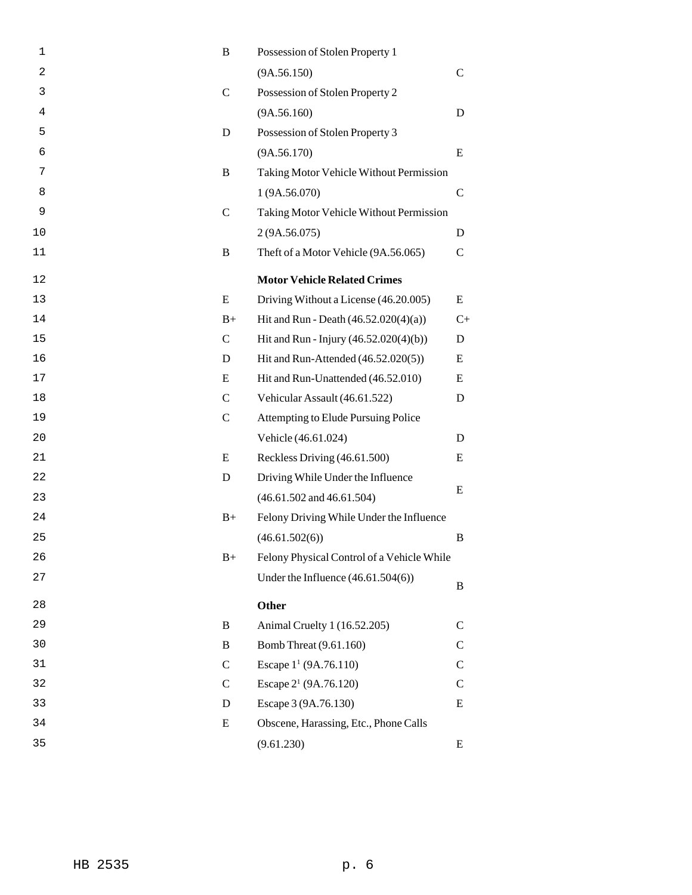| | | |
|---|---|---|
| B | Possession of Stolen Property 1 (9A.56.150) | C |
| C | Possession of Stolen Property 2 (9A.56.160) | D |
| D | Possession of Stolen Property 3 (9A.56.170) | E |
| B | Taking Motor Vehicle Without Permission 1 (9A.56.070) | C |
| C | Taking Motor Vehicle Without Permission 2 (9A.56.075) | D |
| B | Theft of a Motor Vehicle (9A.56.065) | C |
| | **Motor Vehicle Related Crimes** | |
| E | Driving Without a License (46.20.005) | E |
| B+ | Hit and Run - Death (46.52.020(4)(a)) | C+ |
| C | Hit and Run - Injury (46.52.020(4)(b)) | D |
| D | Hit and Run-Attended (46.52.020(5)) | E |
| E | Hit and Run-Unattended (46.52.010) | E |
| C | Vehicular Assault (46.61.522) | D |
| C | Attempting to Elude Pursuing Police Vehicle (46.61.024) | D |
| E | Reckless Driving (46.61.500) | E |
| D | Driving While Under the Influence (46.61.502 and 46.61.504) | E |
| B+ | Felony Driving While Under the Influence (46.61.502(6)) | B |
| B+ | Felony Physical Control of a Vehicle While Under the Influence (46.61.504(6)) | B |
| | **Other** | |
| B | Animal Cruelty 1 (16.52.205) | C |
| B | Bomb Threat (9.61.160) | C |
| C | Escape 1[1] (9A.76.110) | C |
| C | Escape 2[1] (9A.76.120) | C |
| D | Escape 3 (9A.76.130) | E |
| E | Obscene, Harassing, Etc., Phone Calls (9.61.230) | E |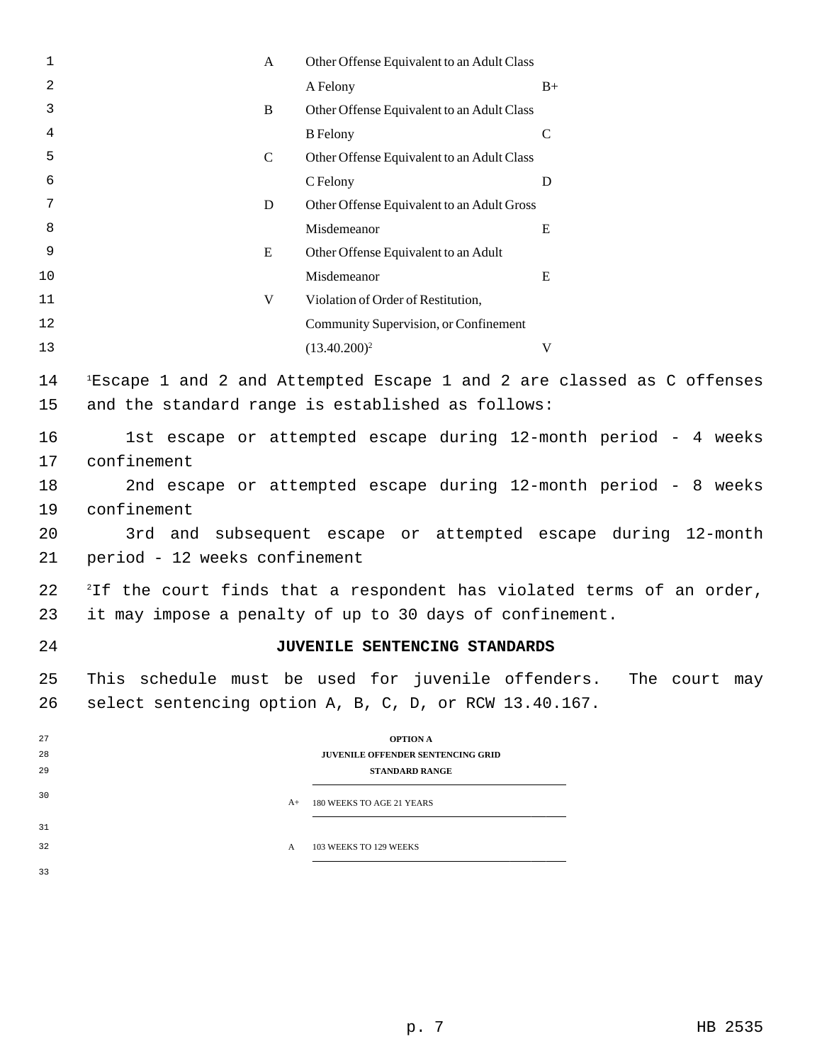| | | |
|---|---|---|
| A | Other Offense Equivalent to an Adult Class A Felony | B+ |
| B | Other Offense Equivalent to an Adult Class B Felony | C |
| C | Other Offense Equivalent to an Adult Class C Felony | D |
| D | Other Offense Equivalent to an Adult Gross Misdemeanor | E |
| E | Other Offense Equivalent to an Adult Misdemeanor | E |
| V | Violation of Order of Restitution, Community Supervision, or Confinement (13.40.200)[2] | V |

[1]Escape 1 and 2 and Attempted Escape 1 and 2 are classed as C offenses and the standard range is established as follows:

1st escape or attempted escape during 12-month period - 4 weeks confinement

2nd escape or attempted escape during 12-month period - 8 weeks confinement

3rd and subsequent escape or attempted escape during 12-month period - 12 weeks confinement

[2]If the court finds that a respondent has violated terms of an order, it may impose a penalty of up to 30 days of confinement.

**JUVENILE SENTENCING STANDARDS**

This schedule must be used for juvenile offenders. The court may select sentencing option A, B, C, D, or RCW 13.40.167.

**OPTION A**

**JUVENILE OFFENDER SENTENCING GRID**

**STANDARD RANGE**

| | |
|---|---|
| A+ | 180 WEEKS TO AGE 21 YEARS |
| A | 103 WEEKS TO 129 WEEKS |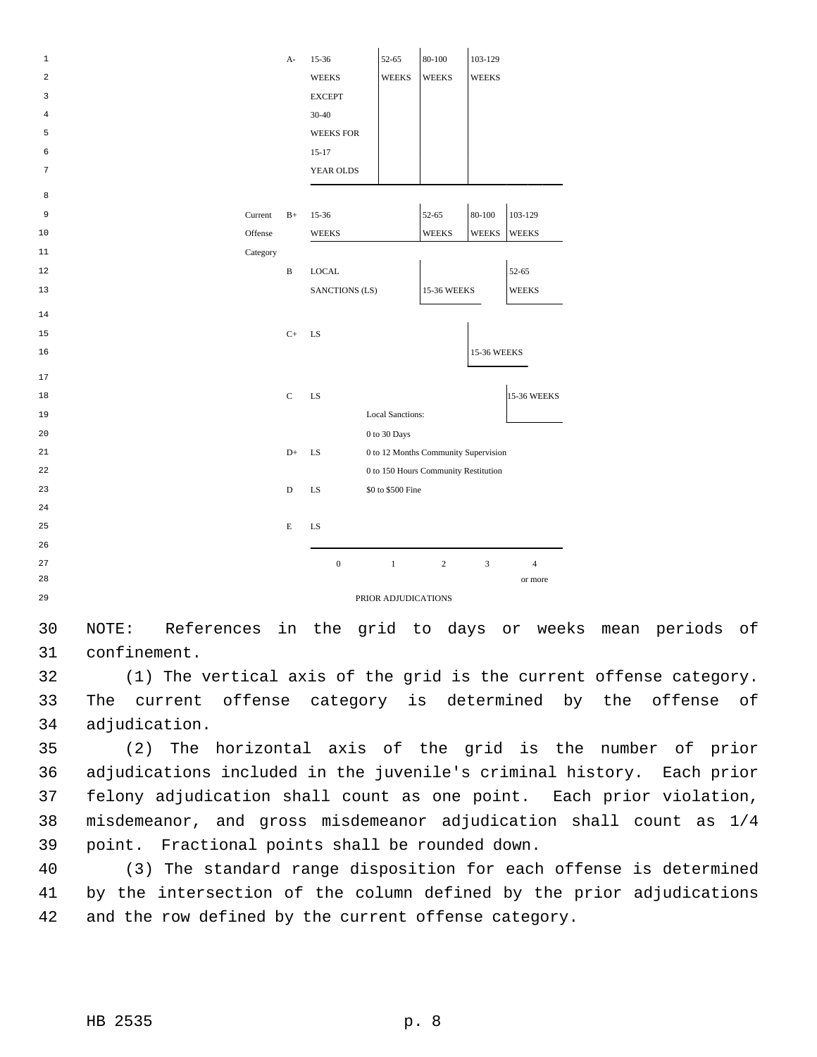| Current Offense Category | | 0 | 1 | 2 | 3 | 4 or more |
|---|---|---|---|---|---|---|
| | A- | 15-36 WEEKS EXCEPT 30-40 WEEKS FOR 15-17 YEAR OLDS | 52-65 WEEKS | 80-100 WEEKS | 103-129 WEEKS | |
| | B+ | 15-36 WEEKS | | 52-65 WEEKS | 80-100 WEEKS | 103-129 WEEKS |
| | B | LOCAL SANCTIONS (LS) | | 15-36 WEEKS | | 52-65 WEEKS |
| | C+ | LS | | | 15-36 WEEKS | |
| | C | LS | | | | 15-36 WEEKS |
| | D+ | LS | | | | |
| | D | LS | | | | |
| | E | LS | | | | |

PRIOR ADJUDICATIONS

Local Sanctions:
0 to 30 Days
0 to 12 Months Community Supervision
0 to 150 Hours Community Restitution
$0 to $500 Fine

NOTE: References in the grid to days or weeks mean periods of confinement.

(1) The vertical axis of the grid is the current offense category. The current offense category is determined by the offense of adjudication.

(2) The horizontal axis of the grid is the number of prior adjudications included in the juvenile's criminal history. Each prior felony adjudication shall count as one point. Each prior violation, misdemeanor, and gross misdemeanor adjudication shall count as 1/4 point. Fractional points shall be rounded down.

(3) The standard range disposition for each offense is determined by the intersection of the column defined by the prior adjudications and the row defined by the current offense category.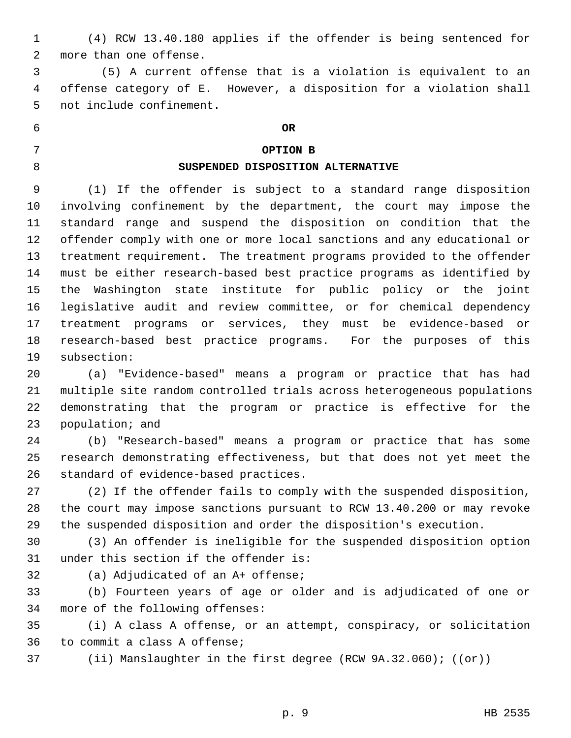(4) RCW 13.40.180 applies if the offender is being sentenced for more than one offense.

(5) A current offense that is a violation is equivalent to an offense category of E. However, a disposition for a violation shall not include confinement.

**OR**

**OPTION B**
**SUSPENDED DISPOSITION ALTERNATIVE**

(1) If the offender is subject to a standard range disposition involving confinement by the department, the court may impose the standard range and suspend the disposition on condition that the offender comply with one or more local sanctions and any educational or treatment requirement. The treatment programs provided to the offender must be either research-based best practice programs as identified by the Washington state institute for public policy or the joint legislative audit and review committee, or for chemical dependency treatment programs or services, they must be evidence-based or research-based best practice programs. For the purposes of this subsection:

(a) "Evidence-based" means a program or practice that has had multiple site random controlled trials across heterogeneous populations demonstrating that the program or practice is effective for the population; and

(b) "Research-based" means a program or practice that has some research demonstrating effectiveness, but that does not yet meet the standard of evidence-based practices.

(2) If the offender fails to comply with the suspended disposition, the court may impose sanctions pursuant to RCW 13.40.200 or may revoke the suspended disposition and order the disposition's execution.

(3) An offender is ineligible for the suspended disposition option under this section if the offender is:

(a) Adjudicated of an A+ offense;

(b) Fourteen years of age or older and is adjudicated of one or more of the following offenses:

(i) A class A offense, or an attempt, conspiracy, or solicitation to commit a class A offense;

(ii) Manslaughter in the first degree (RCW 9A.32.060); ((~~or~~))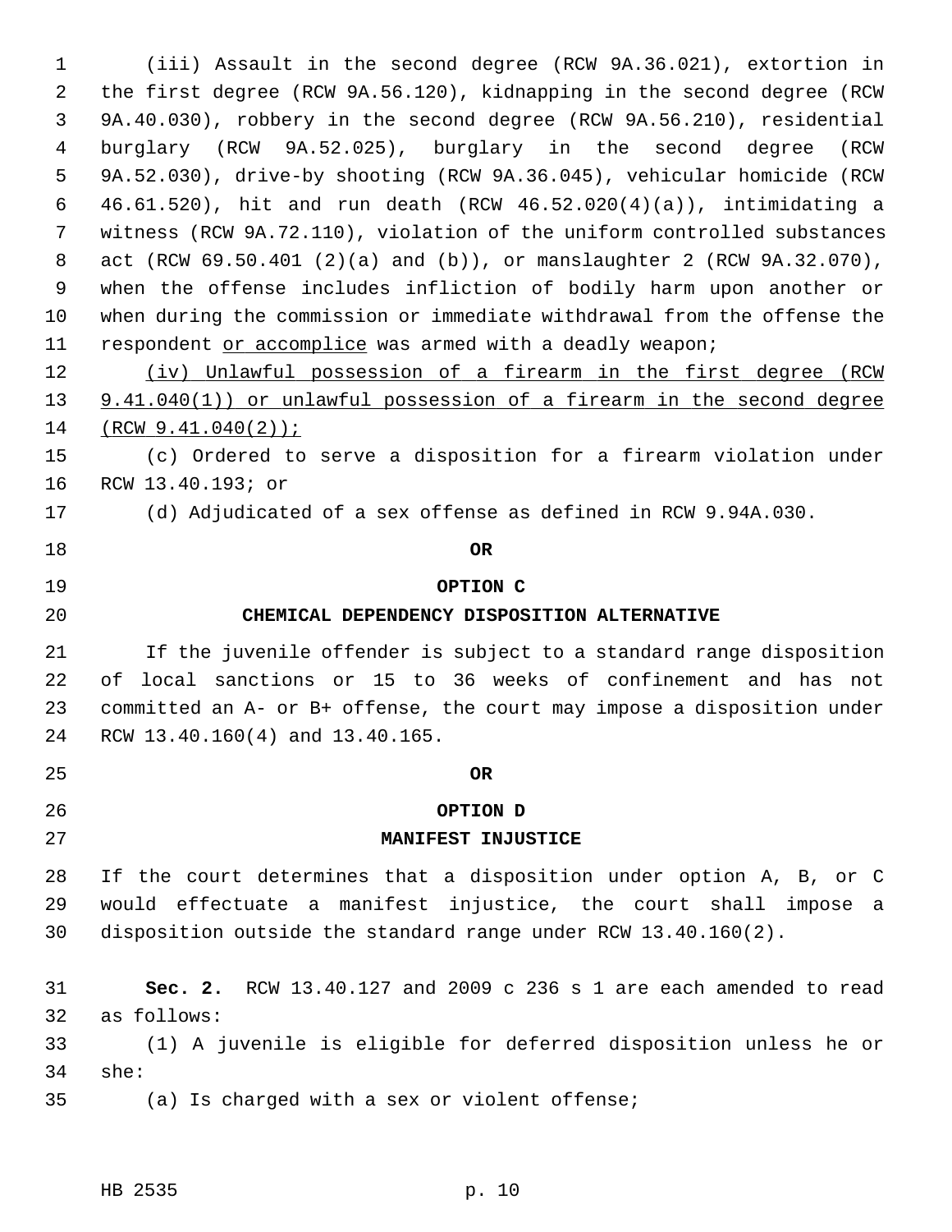(iii) Assault in the second degree (RCW 9A.36.021), extortion in the first degree (RCW 9A.56.120), kidnapping in the second degree (RCW 9A.40.030), robbery in the second degree (RCW 9A.56.210), residential burglary (RCW 9A.52.025), burglary in the second degree (RCW 9A.52.030), drive-by shooting (RCW 9A.36.045), vehicular homicide (RCW 46.61.520), hit and run death (RCW 46.52.020(4)(a)), intimidating a witness (RCW 9A.72.110), violation of the uniform controlled substances act (RCW 69.50.401 (2)(a) and (b)), or manslaughter 2 (RCW 9A.32.070), when the offense includes infliction of bodily harm upon another or when during the commission or immediate withdrawal from the offense the respondent <u>or accomplice</u> was armed with a deadly weapon;

<u>(iv) Unlawful possession of a firearm in the first degree (RCW 9.41.040(1)) or unlawful possession of a firearm in the second degree (RCW 9.41.040(2));</u>

(c) Ordered to serve a disposition for a firearm violation under RCW 13.40.193; or

(d) Adjudicated of a sex offense as defined in RCW 9.94A.030.

**OR**

**OPTION C**

**CHEMICAL DEPENDENCY DISPOSITION ALTERNATIVE**

If the juvenile offender is subject to a standard range disposition of local sanctions or 15 to 36 weeks of confinement and has not committed an A- or B+ offense, the court may impose a disposition under RCW 13.40.160(4) and 13.40.165.

**OR**

**OPTION D**

**MANIFEST INJUSTICE**

If the court determines that a disposition under option A, B, or C would effectuate a manifest injustice, the court shall impose a disposition outside the standard range under RCW 13.40.160(2).

**Sec. 2.** RCW 13.40.127 and 2009 c 236 s 1 are each amended to read as follows:

(1) A juvenile is eligible for deferred disposition unless he or she:

(a) Is charged with a sex or violent offense;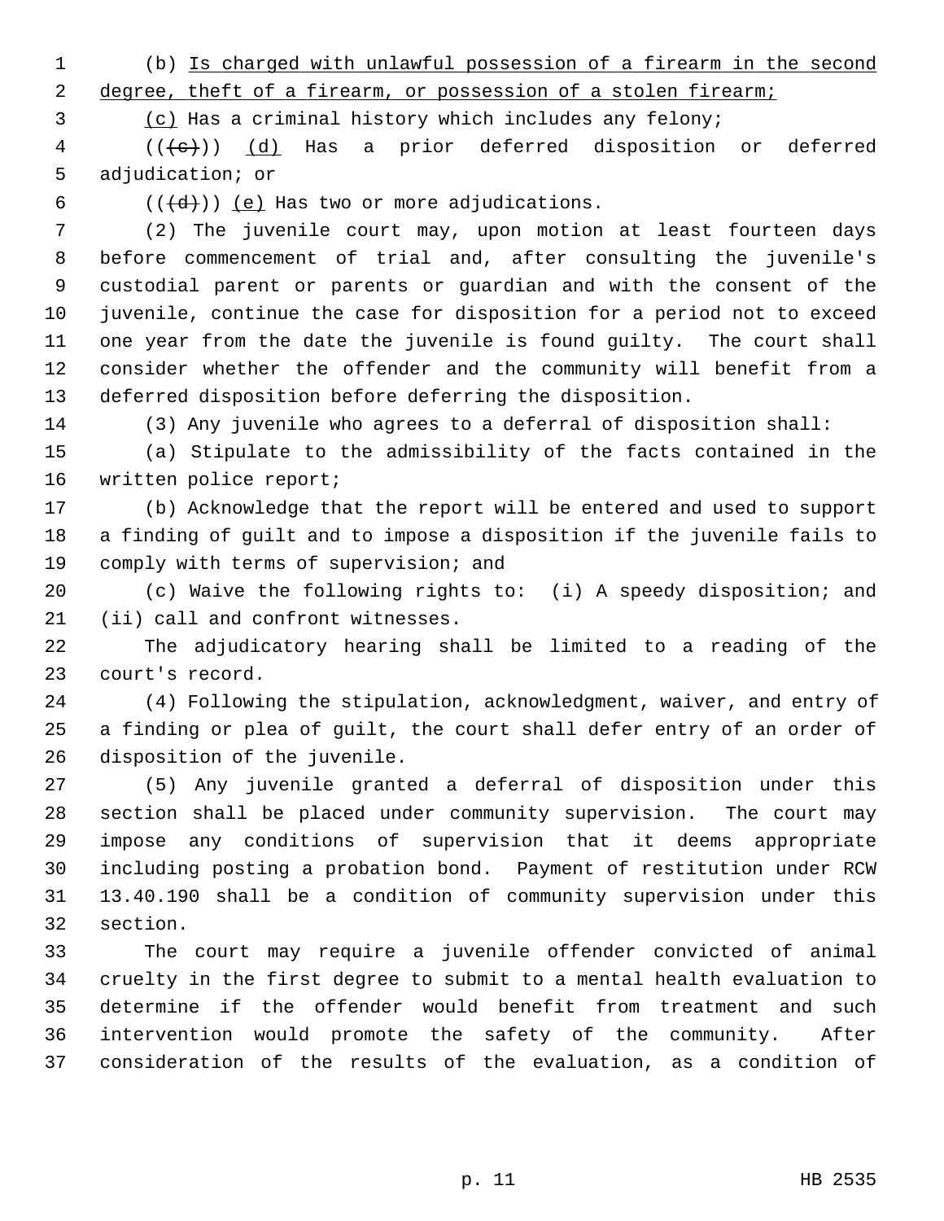(b) Is charged with unlawful possession of a firearm in the second degree, theft of a firearm, or possession of a stolen firearm;

(c) Has a criminal history which includes any felony;

((~~(c)~~)) (d) Has a prior deferred disposition or deferred adjudication; or

((~~(d)~~)) (e) Has two or more adjudications.

(2) The juvenile court may, upon motion at least fourteen days before commencement of trial and, after consulting the juvenile's custodial parent or parents or guardian and with the consent of the juvenile, continue the case for disposition for a period not to exceed one year from the date the juvenile is found guilty. The court shall consider whether the offender and the community will benefit from a deferred disposition before deferring the disposition.

(3) Any juvenile who agrees to a deferral of disposition shall:

(a) Stipulate to the admissibility of the facts contained in the written police report;

(b) Acknowledge that the report will be entered and used to support a finding of guilt and to impose a disposition if the juvenile fails to comply with terms of supervision; and

(c) Waive the following rights to: (i) A speedy disposition; and (ii) call and confront witnesses.

The adjudicatory hearing shall be limited to a reading of the court's record.

(4) Following the stipulation, acknowledgment, waiver, and entry of a finding or plea of guilt, the court shall defer entry of an order of disposition of the juvenile.

(5) Any juvenile granted a deferral of disposition under this section shall be placed under community supervision. The court may impose any conditions of supervision that it deems appropriate including posting a probation bond. Payment of restitution under RCW 13.40.190 shall be a condition of community supervision under this section.

The court may require a juvenile offender convicted of animal cruelty in the first degree to submit to a mental health evaluation to determine if the offender would benefit from treatment and such intervention would promote the safety of the community. After consideration of the results of the evaluation, as a condition of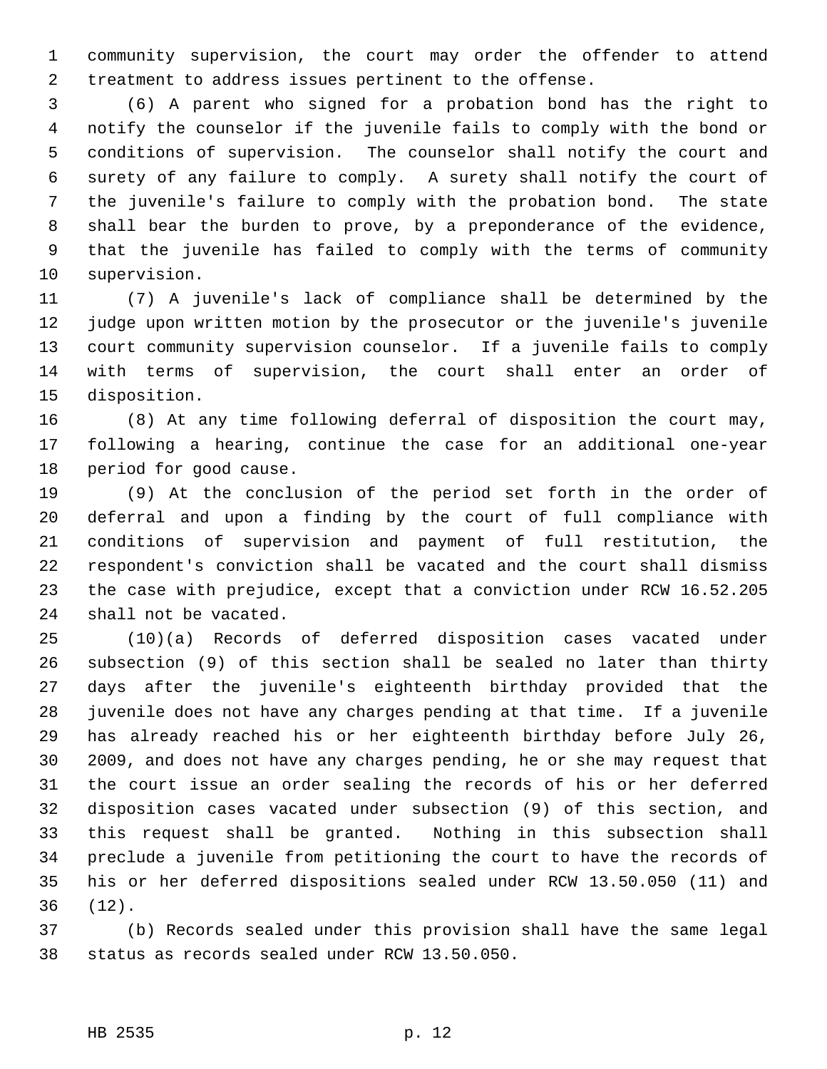community supervision, the court may order the offender to attend treatment to address issues pertinent to the offense.

(6) A parent who signed for a probation bond has the right to notify the counselor if the juvenile fails to comply with the bond or conditions of supervision. The counselor shall notify the court and surety of any failure to comply. A surety shall notify the court of the juvenile's failure to comply with the probation bond. The state shall bear the burden to prove, by a preponderance of the evidence, that the juvenile has failed to comply with the terms of community supervision.

(7) A juvenile's lack of compliance shall be determined by the judge upon written motion by the prosecutor or the juvenile's juvenile court community supervision counselor. If a juvenile fails to comply with terms of supervision, the court shall enter an order of disposition.

(8) At any time following deferral of disposition the court may, following a hearing, continue the case for an additional one-year period for good cause.

(9) At the conclusion of the period set forth in the order of deferral and upon a finding by the court of full compliance with conditions of supervision and payment of full restitution, the respondent's conviction shall be vacated and the court shall dismiss the case with prejudice, except that a conviction under RCW 16.52.205 shall not be vacated.

(10)(a) Records of deferred disposition cases vacated under subsection (9) of this section shall be sealed no later than thirty days after the juvenile's eighteenth birthday provided that the juvenile does not have any charges pending at that time. If a juvenile has already reached his or her eighteenth birthday before July 26, 2009, and does not have any charges pending, he or she may request that the court issue an order sealing the records of his or her deferred disposition cases vacated under subsection (9) of this section, and this request shall be granted. Nothing in this subsection shall preclude a juvenile from petitioning the court to have the records of his or her deferred dispositions sealed under RCW 13.50.050 (11) and (12).

(b) Records sealed under this provision shall have the same legal status as records sealed under RCW 13.50.050.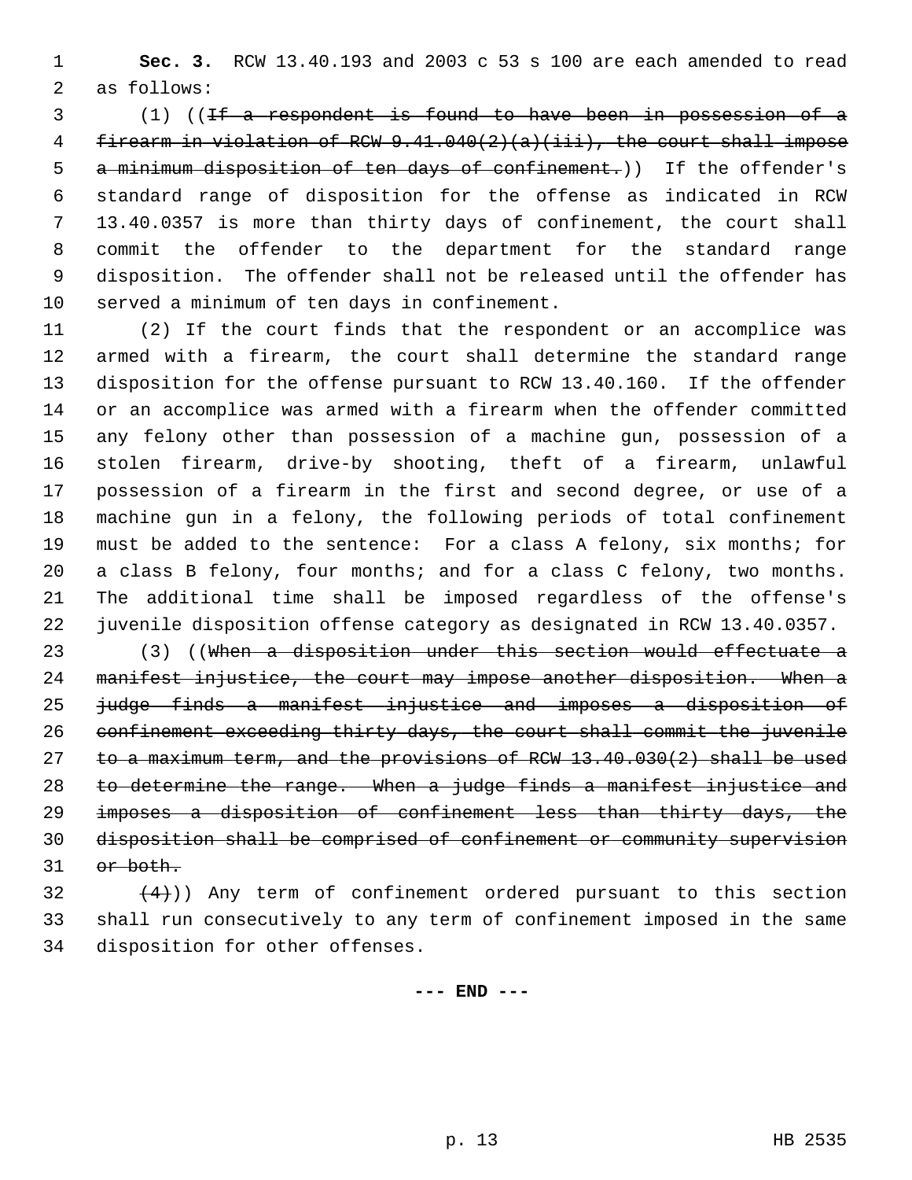**Sec. 3.** RCW 13.40.193 and 2003 c 53 s 100 are each amended to read as follows:

(1) ((~~If a respondent is found to have been in possession of a firearm in violation of RCW 9.41.040(2)(a)(iii), the court shall impose a minimum disposition of ten days of confinement.~~)) If the offender's standard range of disposition for the offense as indicated in RCW 13.40.0357 is more than thirty days of confinement, the court shall commit the offender to the department for the standard range disposition. The offender shall not be released until the offender has served a minimum of ten days in confinement.

(2) If the court finds that the respondent or an accomplice was armed with a firearm, the court shall determine the standard range disposition for the offense pursuant to RCW 13.40.160. If the offender or an accomplice was armed with a firearm when the offender committed any felony other than possession of a machine gun, possession of a stolen firearm, drive-by shooting, theft of a firearm, unlawful possession of a firearm in the first and second degree, or use of a machine gun in a felony, the following periods of total confinement must be added to the sentence: For a class A felony, six months; for a class B felony, four months; and for a class C felony, two months. The additional time shall be imposed regardless of the offense's juvenile disposition offense category as designated in RCW 13.40.0357.

(3) ((~~When a disposition under this section would effectuate a manifest injustice, the court may impose another disposition. When a judge finds a manifest injustice and imposes a disposition of confinement exceeding thirty days, the court shall commit the juvenile to a maximum term, and the provisions of RCW 13.40.030(2) shall be used to determine the range. When a judge finds a manifest injustice and imposes a disposition of confinement less than thirty days, the disposition shall be comprised of confinement or community supervision or both.~~

~~(4)~~)) Any term of confinement ordered pursuant to this section shall run consecutively to any term of confinement imposed in the same disposition for other offenses.

**--- END ---**